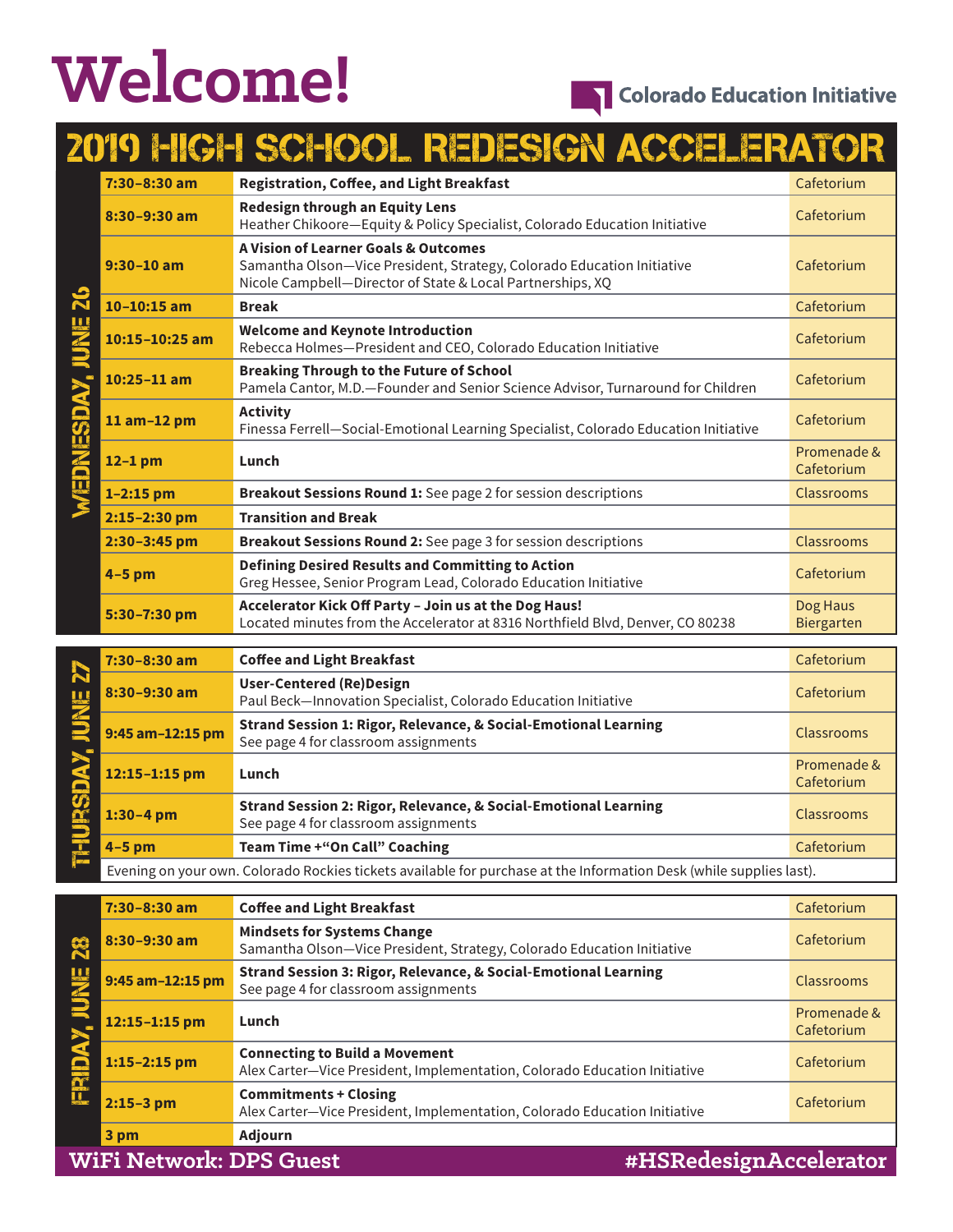# Welcome!

Colorado Education Initiative

## 2019 HIGH SCHOOL REDESIGN ACCELERATOR

### WEDNESDAY, JUNE 26

| Time | Session | Location |
|---|---|---|
| **7:30–8:30 am** | **Registration, Coffee, and Light Breakfast** | Cafetorium |
| **8:30–9:30 am** | **Redesign through an Equity Lens**<br>Heather Chikoore—Equity & Policy Specialist, Colorado Education Initiative | Cafetorium |
| **9:30–10 am** | **A Vision of Learner Goals & Outcomes**<br>Samantha Olson—Vice President, Strategy, Colorado Education Initiative<br>Nicole Campbell—Director of State & Local Partnerships, XQ | Cafetorium |
| **10–10:15 am** | **Break** | Cafetorium |
| **10:15–10:25 am** | **Welcome and Keynote Introduction**<br>Rebecca Holmes—President and CEO, Colorado Education Initiative | Cafetorium |
| **10:25–11 am** | **Breaking Through to the Future of School**<br>Pamela Cantor, M.D.—Founder and Senior Science Advisor, Turnaround for Children | Cafetorium |
| **11 am–12 pm** | **Activity**<br>Finessa Ferrell—Social-Emotional Learning Specialist, Colorado Education Initiative | Cafetorium |
| **12–1 pm** | **Lunch** | Promenade & Cafetorium |
| **1–2:15 pm** | **Breakout Sessions Round 1:** See page 2 for session descriptions | Classrooms |
| **2:15–2:30 pm** | **Transition and Break** | |
| **2:30–3:45 pm** | **Breakout Sessions Round 2:** See page 3 for session descriptions | Classrooms |
| **4–5 pm** | **Defining Desired Results and Committing to Action**<br>Greg Hessee, Senior Program Lead, Colorado Education Initiative | Cafetorium |
| **5:30–7:30 pm** | **Accelerator Kick Off Party – Join us at the Dog Haus!**<br>Located minutes from the Accelerator at 8316 Northfield Blvd, Denver, CO 80238 | Dog Haus Biergarten |

### THURSDAY, JUNE 27

| Time | Session | Location |
|---|---|---|
| **7:30–8:30 am** | **Coffee and Light Breakfast** | Cafetorium |
| **8:30–9:30 am** | **User-Centered (Re)Design**<br>Paul Beck—Innovation Specialist, Colorado Education Initiative | Cafetorium |
| **9:45 am–12:15 pm** | **Strand Session 1: Rigor, Relevance, & Social-Emotional Learning**<br>See page 4 for classroom assignments | Classrooms |
| **12:15–1:15 pm** | **Lunch** | Promenade & Cafetorium |
| **1:30–4 pm** | **Strand Session 2: Rigor, Relevance, & Social-Emotional Learning**<br>See page 4 for classroom assignments | Classrooms |
| **4–5 pm** | **Team Time +"On Call" Coaching** | Cafetorium |

Evening on your own. Colorado Rockies tickets available for purchase at the Information Desk (while supplies last).

### FRIDAY, JUNE 28

| Time | Session | Location |
|---|---|---|
| **7:30–8:30 am** | **Coffee and Light Breakfast** | Cafetorium |
| **8:30–9:30 am** | **Mindsets for Systems Change**<br>Samantha Olson—Vice President, Strategy, Colorado Education Initiative | Cafetorium |
| **9:45 am–12:15 pm** | **Strand Session 3: Rigor, Relevance, & Social-Emotional Learning**<br>See page 4 for classroom assignments | Classrooms |
| **12:15–1:15 pm** | **Lunch** | Promenade & Cafetorium |
| **1:15–2:15 pm** | **Connecting to Build a Movement**<br>Alex Carter—Vice President, Implementation, Colorado Education Initiative | Cafetorium |
| **2:15–3 pm** | **Commitments + Closing**<br>Alex Carter—Vice President, Implementation, Colorado Education Initiative | Cafetorium |
| **3 pm** | **Adjourn** | |

**WiFi Network: DPS Guest** | **#HSRedesignAccelerator**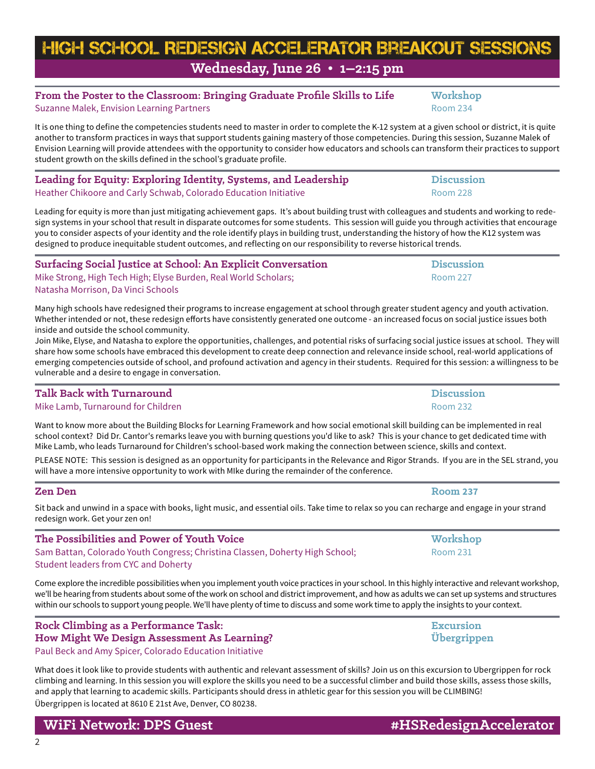# HIGH SCHOOL REDESIGN ACCELERATOR BREAKOUT SESSIONS

## Wednesday, June 26 • 1–2:15 pm

### From the Poster to the Classroom: Bringing Graduate Profile Skills to Life

**Workshop**
Room 234

Suzanne Malek, Envision Learning Partners

It is one thing to define the competencies students need to master in order to complete the K-12 system at a given school or district, it is quite another to transform practices in ways that support students gaining mastery of those competencies. During this session, Suzanne Malek of Envision Learning will provide attendees with the opportunity to consider how educators and schools can transform their practices to support student growth on the skills defined in the school's graduate profile.

### Leading for Equity: Exploring Identity, Systems, and Leadership

**Discussion**
Room 228

Heather Chikoore and Carly Schwab, Colorado Education Initiative

Leading for equity is more than just mitigating achievement gaps. It's about building trust with colleagues and students and working to redesign systems in your school that result in disparate outcomes for some students. This session will guide you through activities that encourage you to consider aspects of your identity and the role identify plays in building trust, understanding the history of how the K12 system was designed to produce inequitable student outcomes, and reflecting on our responsibility to reverse historical trends.

### Surfacing Social Justice at School: An Explicit Conversation

**Discussion**
Room 227

Mike Strong, High Tech High; Elyse Burden, Real World Scholars; Natasha Morrison, Da Vinci Schools

Many high schools have redesigned their programs to increase engagement at school through greater student agency and youth activation. Whether intended or not, these redesign efforts have consistently generated one outcome - an increased focus on social justice issues both inside and outside the school community.

Join Mike, Elyse, and Natasha to explore the opportunities, challenges, and potential risks of surfacing social justice issues at school. They will share how some schools have embraced this development to create deep connection and relevance inside school, real-world applications of emerging competencies outside of school, and profound activation and agency in their students. Required for this session: a willingness to be vulnerable and a desire to engage in conversation.

### Talk Back with Turnaround

**Discussion**
Room 232

Mike Lamb, Turnaround for Children

Want to know more about the Building Blocks for Learning Framework and how social emotional skill building can be implemented in real school context? Did Dr. Cantor's remarks leave you with burning questions you'd like to ask? This is your chance to get dedicated time with Mike Lamb, who leads Turnaround for Children's school-based work making the connection between science, skills and context.

PLEASE NOTE: This session is designed as an opportunity for participants in the Relevance and Rigor Strands. If you are in the SEL strand, you will have a more intensive opportunity to work with MIke during the remainder of the conference.

### Zen Den

**Room 237**

Sit back and unwind in a space with books, light music, and essential oils. Take time to relax so you can recharge and engage in your strand redesign work. Get your zen on!

### The Possibilities and Power of Youth Voice

**Workshop**
Room 231

Sam Battan, Colorado Youth Congress; Christina Classen, Doherty High School; Student leaders from CYC and Doherty

Come explore the incredible possibilities when you implement youth voice practices in your school. In this highly interactive and relevant workshop, we'll be hearing from students about some of the work on school and district improvement, and how as adults we can set up systems and structures within our schools to support young people. We'll have plenty of time to discuss and some work time to apply the insights to your context.

### Rock Climbing as a Performance Task: How Might We Design Assessment As Learning?

**Excursion**
**Übergrippen**

Paul Beck and Amy Spicer, Colorado Education Initiative

What does it look like to provide students with authentic and relevant assessment of skills? Join us on this excursion to Ubergrippen for rock climbing and learning. In this session you will explore the skills you need to be a successful climber and build those skills, assess those skills, and apply that learning to academic skills. Participants should dress in athletic gear for this session you will be CLIMBING!

Übergrippen is located at 8610 E 21st Ave, Denver, CO 80238.

**WiFi Network: DPS Guest** **#HSRedesignAccelerator**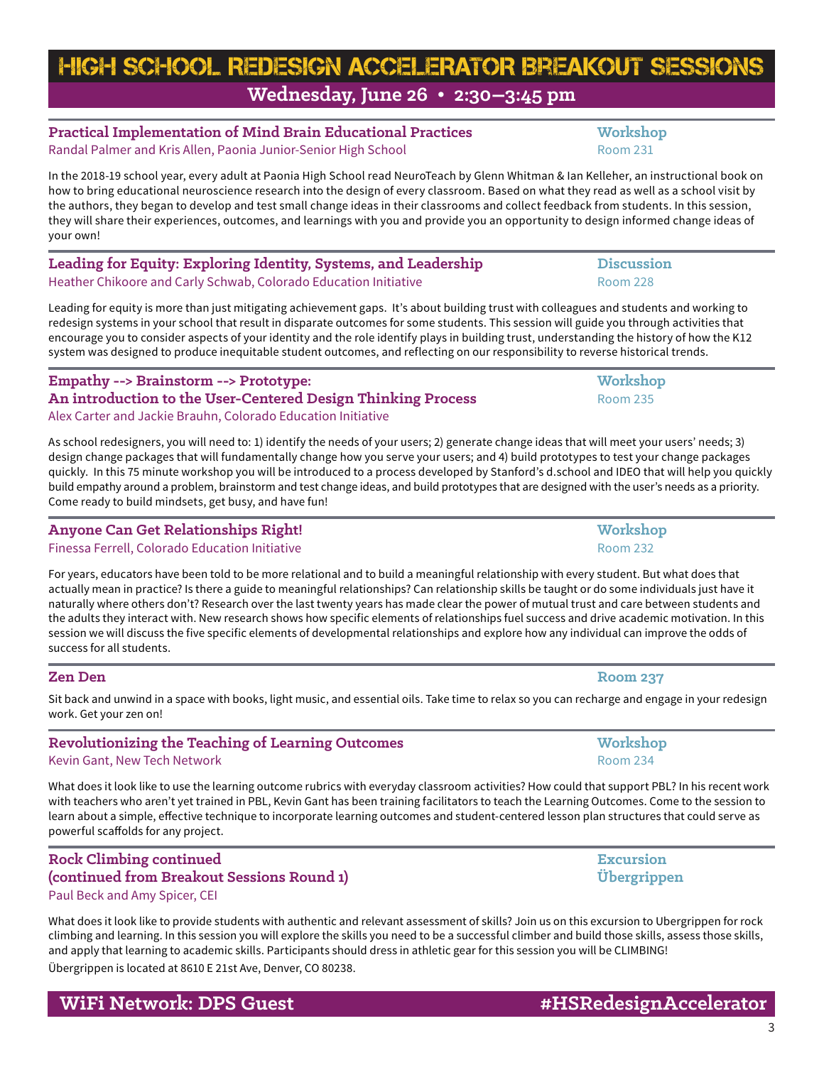# HIGH SCHOOL REDESIGN ACCELERATOR BREAKOUT SESSIONS

## Wednesday, June 26 • 2:30–3:45 pm

### Practical Implementation of Mind Brain Educational Practices

**Workshop**
Room 231

Randal Palmer and Kris Allen, Paonia Junior-Senior High School

In the 2018-19 school year, every adult at Paonia High School read NeuroTeach by Glenn Whitman & Ian Kelleher, an instructional book on how to bring educational neuroscience research into the design of every classroom. Based on what they read as well as a school visit by the authors, they began to develop and test small change ideas in their classrooms and collect feedback from students. In this session, they will share their experiences, outcomes, and learnings with you and provide you an opportunity to design informed change ideas of your own!

### Leading for Equity: Exploring Identity, Systems, and Leadership

**Discussion**
Room 228

Heather Chikoore and Carly Schwab, Colorado Education Initiative

Leading for equity is more than just mitigating achievement gaps. It's about building trust with colleagues and students and working to redesign systems in your school that result in disparate outcomes for some students. This session will guide you through activities that encourage you to consider aspects of your identity and the role identify plays in building trust, understanding the history of how the K12 system was designed to produce inequitable student outcomes, and reflecting on our responsibility to reverse historical trends.

### Empathy --> Brainstorm --> Prototype: An introduction to the User-Centered Design Thinking Process

**Workshop**
Room 235

Alex Carter and Jackie Brauhn, Colorado Education Initiative

As school redesigners, you will need to: 1) identify the needs of your users; 2) generate change ideas that will meet your users' needs; 3) design change packages that will fundamentally change how you serve your users; and 4) build prototypes to test your change packages quickly. In this 75 minute workshop you will be introduced to a process developed by Stanford's d.school and IDEO that will help you quickly build empathy around a problem, brainstorm and test change ideas, and build prototypes that are designed with the user's needs as a priority. Come ready to build mindsets, get busy, and have fun!

### Anyone Can Get Relationships Right!

**Workshop**
Room 232

Finessa Ferrell, Colorado Education Initiative

For years, educators have been told to be more relational and to build a meaningful relationship with every student. But what does that actually mean in practice? Is there a guide to meaningful relationships? Can relationship skills be taught or do some individuals just have it naturally where others don't? Research over the last twenty years has made clear the power of mutual trust and care between students and the adults they interact with. New research shows how specific elements of relationships fuel success and drive academic motivation. In this session we will discuss the five specific elements of developmental relationships and explore how any individual can improve the odds of success for all students.

### Zen Den

**Room 237**

Sit back and unwind in a space with books, light music, and essential oils. Take time to relax so you can recharge and engage in your redesign work. Get your zen on!

### Revolutionizing the Teaching of Learning Outcomes

**Workshop**
Room 234

Kevin Gant, New Tech Network

What does it look like to use the learning outcome rubrics with everyday classroom activities? How could that support PBL? In his recent work with teachers who aren't yet trained in PBL, Kevin Gant has been training facilitators to teach the Learning Outcomes. Come to the session to learn about a simple, effective technique to incorporate learning outcomes and student-centered lesson plan structures that could serve as powerful scaffolds for any project.

### Rock Climbing continued (continued from Breakout Sessions Round 1)

**Excursion**
**Übergrippen**

Paul Beck and Amy Spicer, CEI

What does it look like to provide students with authentic and relevant assessment of skills? Join us on this excursion to Ubergrippen for rock climbing and learning. In this session you will explore the skills you need to be a successful climber and build those skills, assess those skills, and apply that learning to academic skills. Participants should dress in athletic gear for this session you will be CLIMBING!

Übergrippen is located at 8610 E 21st Ave, Denver, CO 80238.

**WiFi Network: DPS Guest** **#HSRedesignAccelerator**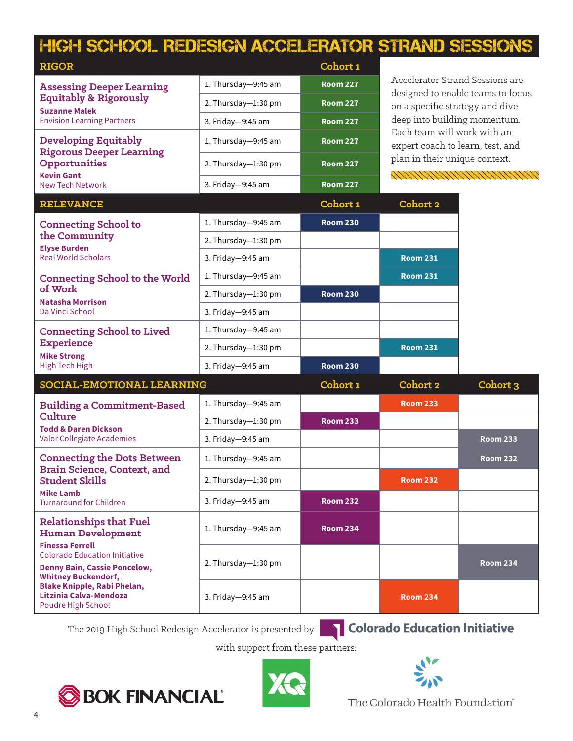# HIGH SCHOOL REDESIGN ACCELERATOR STRAND SESSIONS

Accelerator Strand Sessions are designed to enable teams to focus on a specific strategy and dive deep into building momentum. Each team will work with an expert coach to learn, test, and plan in their unique context.

## RIGOR

| Session | Time | Cohort 1 |
|---|---|---|
| **Assessing Deeper Learning Equitably & Rigorously** Suzanne Malek, Envision Learning Partners | 1. Thursday—9:45 am | Room 227 |
| | 2. Thursday—1:30 pm | Room 227 |
| | 3. Friday—9:45 am | Room 227 |
| **Developing Equitably Rigorous Deeper Learning Opportunities** Kevin Gant, New Tech Network | 1. Thursday—9:45 am | Room 227 |
| | 2. Thursday—1:30 pm | Room 227 |
| | 3. Friday—9:45 am | Room 227 |

## RELEVANCE

| Session | Time | Cohort 1 | Cohort 2 |
|---|---|---|---|
| **Connecting School to the Community** Elyse Burden, Real World Scholars | 1. Thursday—9:45 am | Room 230 | |
| | 2. Thursday—1:30 pm | | |
| | 3. Friday—9:45 am | | Room 231 |
| **Connecting School to the World of Work** Natasha Morrison, Da Vinci School | 1. Thursday—9:45 am | | Room 231 |
| | 2. Thursday—1:30 pm | Room 230 | |
| | 3. Friday—9:45 am | | |
| **Connecting School to Lived Experience** Mike Strong, High Tech High | 1. Thursday—9:45 am | | |
| | 2. Thursday—1:30 pm | | Room 231 |
| | 3. Friday—9:45 am | Room 230 | |

## SOCIAL-EMOTIONAL LEARNING

| Session | Time | Cohort 1 | Cohort 2 | Cohort 3 |
|---|---|---|---|---|
| **Building a Commitment-Based Culture** Todd & Daren Dickson, Valor Collegiate Academies | 1. Thursday—9:45 am | | Room 233 | |
| | 2. Thursday—1:30 pm | Room 233 | | |
| | 3. Friday—9:45 am | | | Room 233 |
| **Connecting the Dots Between Brain Science, Context, and Student Skills** Mike Lamb, Turnaround for Children | 1. Thursday—9:45 am | | | Room 232 |
| | 2. Thursday—1:30 pm | | Room 232 | |
| | 3. Friday—9:45 am | Room 232 | | |
| **Relationships that Fuel Human Development** Finessa Ferrell, Colorado Education Initiative; Denny Bain, Cassie Poncelow, Whitney Buckendorf, Blake Knipple, Rabi Phelan, Litzinia Calva-Mendoza, Poudre High School | 1. Thursday—9:45 am | Room 234 | | |
| | 2. Thursday—1:30 pm | | | Room 234 |
| | 3. Friday—9:45 am | | Room 234 | |

The 2019 High School Redesign Accelerator is presented by Colorado Education Initiative

with support from these partners:

BOK FINANCIAL

XQ

The Colorado Health Foundation™